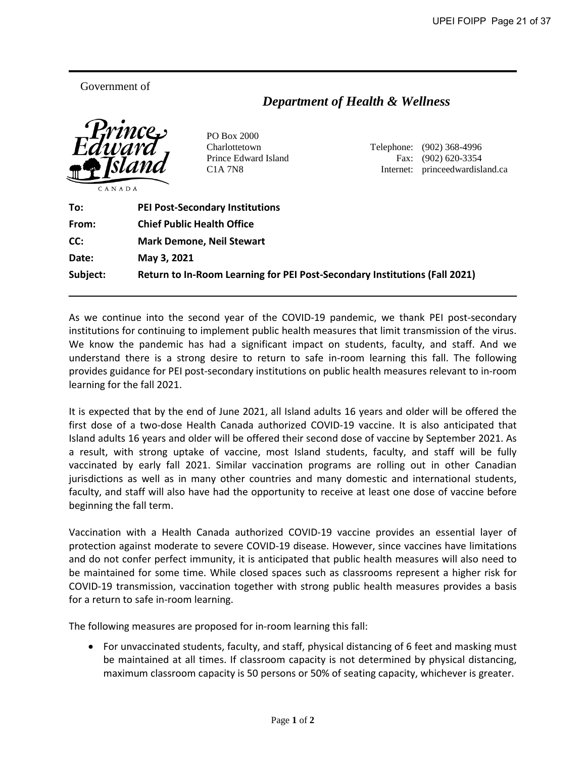Government of

*Prince Edward Island*
CANADA

## *Department of Health & Wellness*

PO Box 2000
Charlottetown
Prince Edward Island
C1A 7N8

Telephone: (902) 368-4996
Fax: (902) 620-3354
Internet: princeedwardisland.ca

**To:** **PEI Post-Secondary Institutions**

**From:** **Chief Public Health Office**

**CC:** **Mark Demone, Neil Stewart**

**Date:** **May 3, 2021**

**Subject:** **Return to In-Room Learning for PEI Post-Secondary Institutions (Fall 2021)**

---

As we continue into the second year of the COVID-19 pandemic, we thank PEI post-secondary institutions for continuing to implement public health measures that limit transmission of the virus. We know the pandemic has had a significant impact on students, faculty, and staff. And we understand there is a strong desire to return to safe in-room learning this fall. The following provides guidance for PEI post-secondary institutions on public health measures relevant to in-room learning for the fall 2021.

It is expected that by the end of June 2021, all Island adults 16 years and older will be offered the first dose of a two-dose Health Canada authorized COVID-19 vaccine. It is also anticipated that Island adults 16 years and older will be offered their second dose of vaccine by September 2021. As a result, with strong uptake of vaccine, most Island students, faculty, and staff will be fully vaccinated by early fall 2021. Similar vaccination programs are rolling out in other Canadian jurisdictions as well as in many other countries and many domestic and international students, faculty, and staff will also have had the opportunity to receive at least one dose of vaccine before beginning the fall term.

Vaccination with a Health Canada authorized COVID-19 vaccine provides an essential layer of protection against moderate to severe COVID-19 disease. However, since vaccines have limitations and do not confer perfect immunity, it is anticipated that public health measures will also need to be maintained for some time. While closed spaces such as classrooms represent a higher risk for COVID-19 transmission, vaccination together with strong public health measures provides a basis for a return to safe in-room learning.

The following measures are proposed for in-room learning this fall:

- For unvaccinated students, faculty, and staff, physical distancing of 6 feet and masking must be maintained at all times. If classroom capacity is not determined by physical distancing, maximum classroom capacity is 50 persons or 50% of seating capacity, whichever is greater.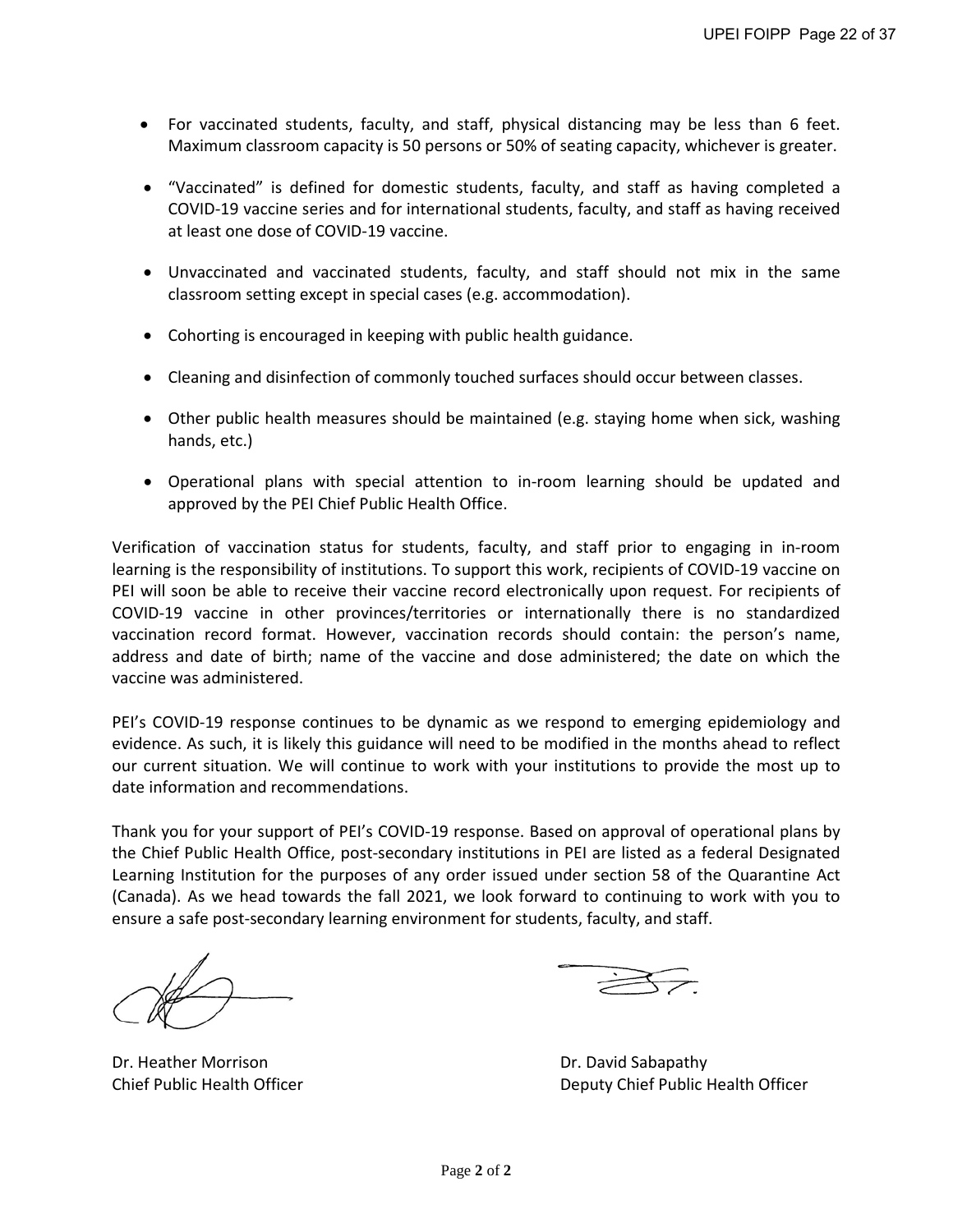- For vaccinated students, faculty, and staff, physical distancing may be less than 6 feet. Maximum classroom capacity is 50 persons or 50% of seating capacity, whichever is greater.
- "Vaccinated" is defined for domestic students, faculty, and staff as having completed a COVID-19 vaccine series and for international students, faculty, and staff as having received at least one dose of COVID-19 vaccine.
- Unvaccinated and vaccinated students, faculty, and staff should not mix in the same classroom setting except in special cases (e.g. accommodation).
- Cohorting is encouraged in keeping with public health guidance.
- Cleaning and disinfection of commonly touched surfaces should occur between classes.
- Other public health measures should be maintained (e.g. staying home when sick, washing hands, etc.)
- Operational plans with special attention to in-room learning should be updated and approved by the PEI Chief Public Health Office.

Verification of vaccination status for students, faculty, and staff prior to engaging in in-room learning is the responsibility of institutions. To support this work, recipients of COVID-19 vaccine on PEI will soon be able to receive their vaccine record electronically upon request. For recipients of COVID-19 vaccine in other provinces/territories or internationally there is no standardized vaccination record format. However, vaccination records should contain: the person's name, address and date of birth; name of the vaccine and dose administered; the date on which the vaccine was administered.

PEI's COVID-19 response continues to be dynamic as we respond to emerging epidemiology and evidence. As such, it is likely this guidance will need to be modified in the months ahead to reflect our current situation. We will continue to work with your institutions to provide the most up to date information and recommendations.

Thank you for your support of PEI's COVID-19 response. Based on approval of operational plans by the Chief Public Health Office, post-secondary institutions in PEI are listed as a federal Designated Learning Institution for the purposes of any order issued under section 58 of the Quarantine Act (Canada). As we head towards the fall 2021, we look forward to continuing to work with you to ensure a safe post-secondary learning environment for students, faculty, and staff.

Dr. Heather Morrison
Chief Public Health Officer

Dr. David Sabapathy
Deputy Chief Public Health Officer